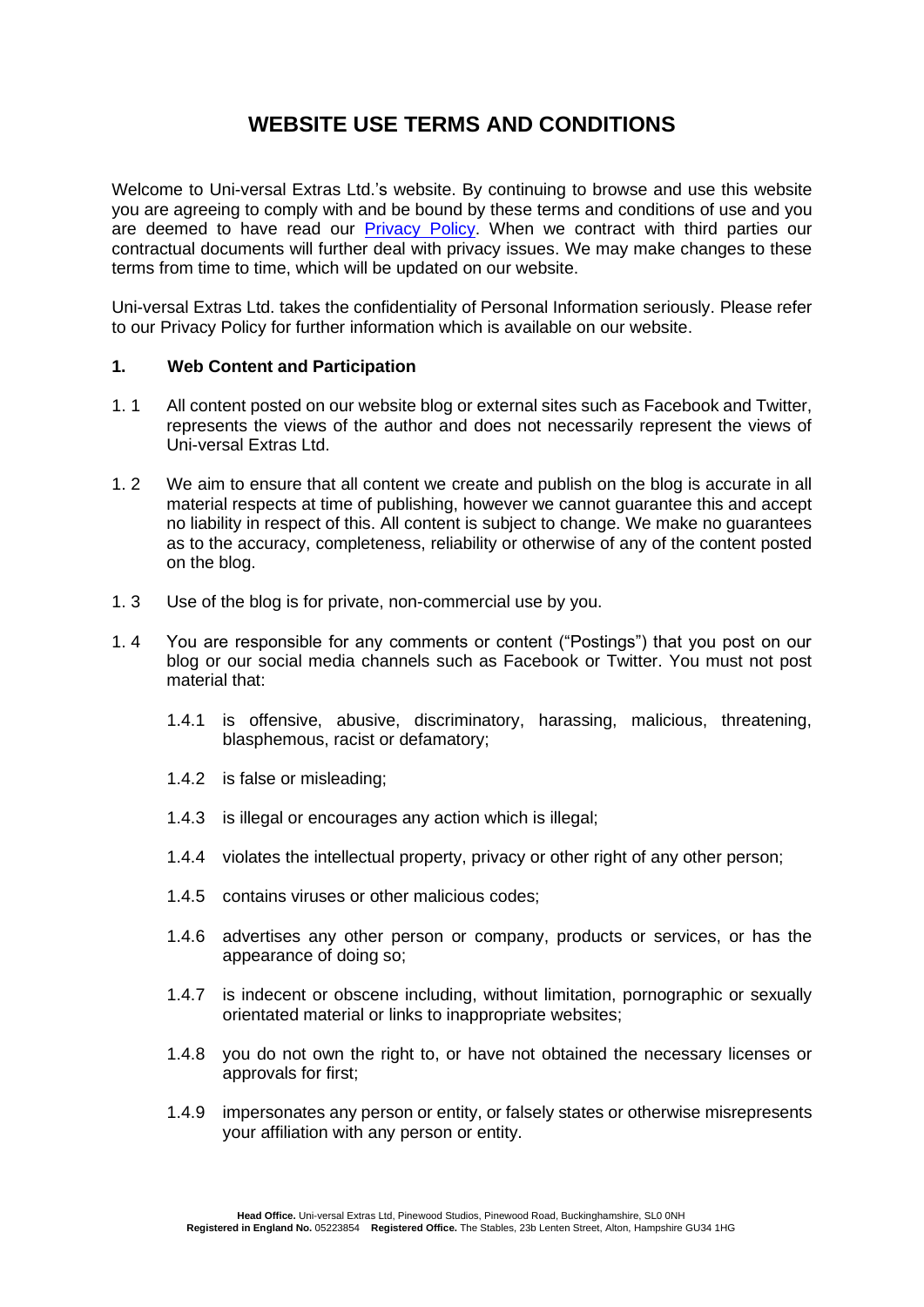# WEBSITE USE TERMS AND CONDITIONS

Welcome to Uni-versal Extras Ltd.'s website. By continuing to browse and use this website you are agreeing to comply with and be bound by these terms and conditions of use and you are deemed to have read our Privacy Policy. When we contract with third parties our contractual documents will further deal with privacy issues. We may make changes to these terms from time to time, which will be updated on our website.

Uni-versal Extras Ltd. takes the confidentiality of Personal Information seriously. Please refer to our Privacy Policy for further information which is available on our website.

**1. Web Content and Participation**

1. 1 All content posted on our website blog or external sites such as Facebook and Twitter, represents the views of the author and does not necessarily represent the views of Uni-versal Extras Ltd.

1. 2 We aim to ensure that all content we create and publish on the blog is accurate in all material respects at time of publishing, however we cannot guarantee this and accept no liability in respect of this. All content is subject to change. We make no guarantees as to the accuracy, completeness, reliability or otherwise of any of the content posted on the blog.

1. 3 Use of the blog is for private, non-commercial use by you.

1. 4 You are responsible for any comments or content ("Postings") that you post on our blog or our social media channels such as Facebook or Twitter. You must not post material that:

- 1.4.1 is offensive, abusive, discriminatory, harassing, malicious, threatening, blasphemous, racist or defamatory;
- 1.4.2 is false or misleading;
- 1.4.3 is illegal or encourages any action which is illegal;
- 1.4.4 violates the intellectual property, privacy or other right of any other person;
- 1.4.5 contains viruses or other malicious codes;
- 1.4.6 advertises any other person or company, products or services, or has the appearance of doing so;
- 1.4.7 is indecent or obscene including, without limitation, pornographic or sexually orientated material or links to inappropriate websites;
- 1.4.8 you do not own the right to, or have not obtained the necessary licenses or approvals for first;
- 1.4.9 impersonates any person or entity, or falsely states or otherwise misrepresents your affiliation with any person or entity.

**Head Office.** Uni-versal Extras Ltd, Pinewood Studios, Pinewood Road, Buckinghamshire, SL0 0NH
**Registered in England No.** 05223854 **Registered Office.** The Stables, 23b Lenten Street, Alton, Hampshire GU34 1HG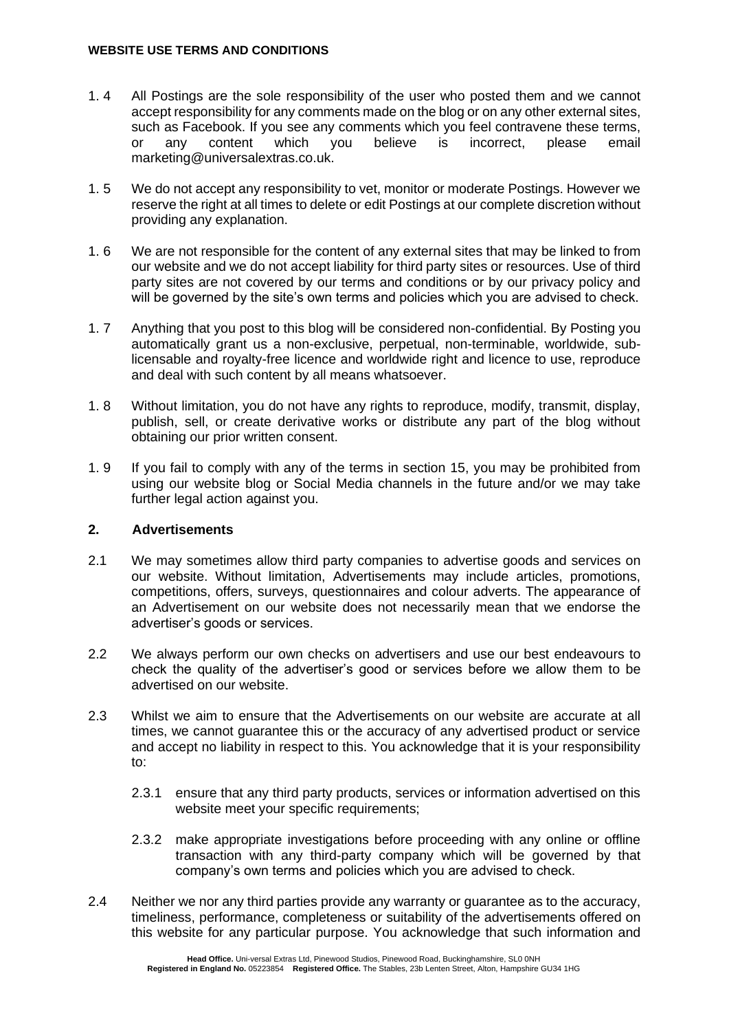1. 4 All Postings are the sole responsibility of the user who posted them and we cannot accept responsibility for any comments made on the blog or on any other external sites, such as Facebook. If you see any comments which you feel contravene these terms, or any content which you believe is incorrect, please email marketing@universalextras.co.uk.

1. 5 We do not accept any responsibility to vet, monitor or moderate Postings. However we reserve the right at all times to delete or edit Postings at our complete discretion without providing any explanation.

1. 6 We are not responsible for the content of any external sites that may be linked to from our website and we do not accept liability for third party sites or resources. Use of third party sites are not covered by our terms and conditions or by our privacy policy and will be governed by the site's own terms and policies which you are advised to check.

1. 7 Anything that you post to this blog will be considered non-confidential. By Posting you automatically grant us a non-exclusive, perpetual, non-terminable, worldwide, sub-licensable and royalty-free licence and worldwide right and licence to use, reproduce and deal with such content by all means whatsoever.

1. 8 Without limitation, you do not have any rights to reproduce, modify, transmit, display, publish, sell, or create derivative works or distribute any part of the blog without obtaining our prior written consent.

1. 9 If you fail to comply with any of the terms in section 15, you may be prohibited from using our website blog or Social Media channels in the future and/or we may take further legal action against you.

## 2. Advertisements

2.1 We may sometimes allow third party companies to advertise goods and services on our website. Without limitation, Advertisements may include articles, promotions, competitions, offers, surveys, questionnaires and colour adverts. The appearance of an Advertisement on our website does not necessarily mean that we endorse the advertiser's goods or services.

2.2 We always perform our own checks on advertisers and use our best endeavours to check the quality of the advertiser's good or services before we allow them to be advertised on our website.

2.3 Whilst we aim to ensure that the Advertisements on our website are accurate at all times, we cannot guarantee this or the accuracy of any advertised product or service and accept no liability in respect to this. You acknowledge that it is your responsibility to:

2.3.1 ensure that any third party products, services or information advertised on this website meet your specific requirements;

2.3.2 make appropriate investigations before proceeding with any online or offline transaction with any third-party company which will be governed by that company's own terms and policies which you are advised to check.

2.4 Neither we nor any third parties provide any warranty or guarantee as to the accuracy, timeliness, performance, completeness or suitability of the advertisements offered on this website for any particular purpose. You acknowledge that such information and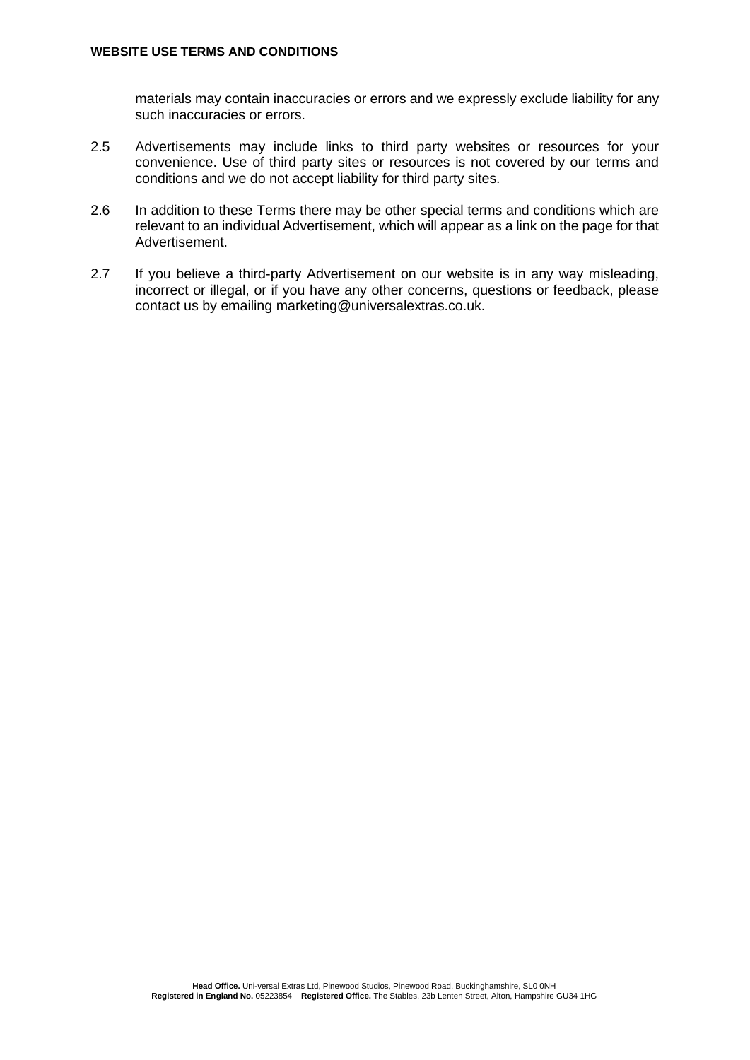materials may contain inaccuracies or errors and we expressly exclude liability for any such inaccuracies or errors.

2.5 Advertisements may include links to third party websites or resources for your convenience. Use of third party sites or resources is not covered by our terms and conditions and we do not accept liability for third party sites.

2.6 In addition to these Terms there may be other special terms and conditions which are relevant to an individual Advertisement, which will appear as a link on the page for that Advertisement.

2.7 If you believe a third-party Advertisement on our website is in any way misleading, incorrect or illegal, or if you have any other concerns, questions or feedback, please contact us by emailing marketing@universalextras.co.uk.